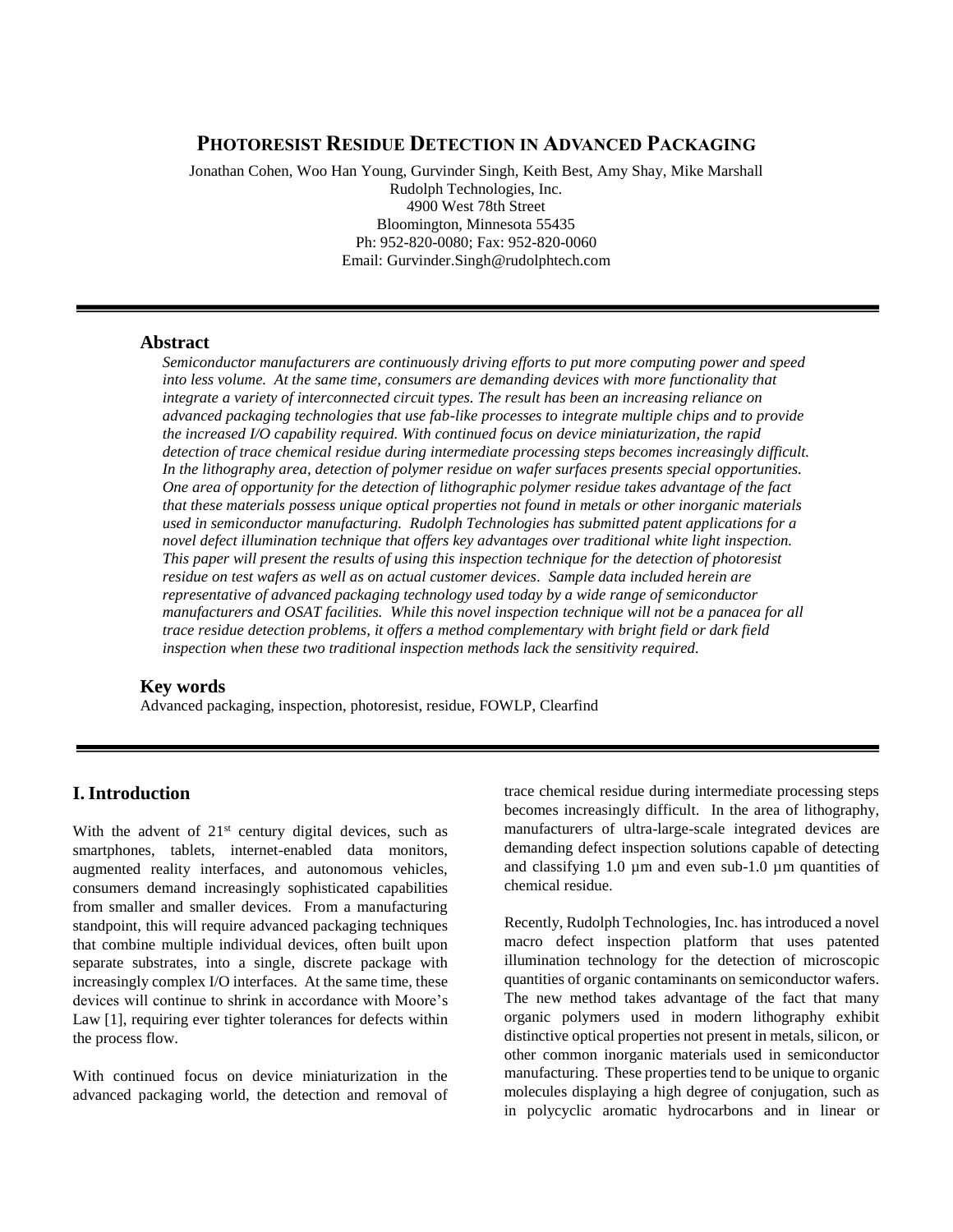# PHOTORESIST RESIDUE DETECTION IN ADVANCED PACKAGING

Jonathan Cohen, Woo Han Young, Gurvinder Singh, Keith Best, Amy Shay, Mike Marshall
Rudolph Technologies, Inc.
4900 West 78th Street
Bloomington, Minnesota 55435
Ph: 952-820-0080; Fax: 952-820-0060
Email: Gurvinder.Singh@rudolphtech.com

## Abstract

*Semiconductor manufacturers are continuously driving efforts to put more computing power and speed into less volume. At the same time, consumers are demanding devices with more functionality that integrate a variety of interconnected circuit types. The result has been an increasing reliance on advanced packaging technologies that use fab-like processes to integrate multiple chips and to provide the increased I/O capability required. With continued focus on device miniaturization, the rapid detection of trace chemical residue during intermediate processing steps becomes increasingly difficult. In the lithography area, detection of polymer residue on wafer surfaces presents special opportunities. One area of opportunity for the detection of lithographic polymer residue takes advantage of the fact that these materials possess unique optical properties not found in metals or other inorganic materials used in semiconductor manufacturing. Rudolph Technologies has submitted patent applications for a novel defect illumination technique that offers key advantages over traditional white light inspection. This paper will present the results of using this inspection technique for the detection of photoresist residue on test wafers as well as on actual customer devices. Sample data included herein are representative of advanced packaging technology used today by a wide range of semiconductor manufacturers and OSAT facilities. While this novel inspection technique will not be a panacea for all trace residue detection problems, it offers a method complementary with bright field or dark field inspection when these two traditional inspection methods lack the sensitivity required.*

## Key words

Advanced packaging, inspection, photoresist, residue, FOWLP, Clearfind

## I. Introduction

With the advent of 21st century digital devices, such as smartphones, tablets, internet-enabled data monitors, augmented reality interfaces, and autonomous vehicles, consumers demand increasingly sophisticated capabilities from smaller and smaller devices. From a manufacturing standpoint, this will require advanced packaging techniques that combine multiple individual devices, often built upon separate substrates, into a single, discrete package with increasingly complex I/O interfaces. At the same time, these devices will continue to shrink in accordance with Moore's Law [1], requiring ever tighter tolerances for defects within the process flow.

With continued focus on device miniaturization in the advanced packaging world, the detection and removal of trace chemical residue during intermediate processing steps becomes increasingly difficult. In the area of lithography, manufacturers of ultra-large-scale integrated devices are demanding defect inspection solutions capable of detecting and classifying 1.0 µm and even sub-1.0 µm quantities of chemical residue.

Recently, Rudolph Technologies, Inc. has introduced a novel macro defect inspection platform that uses patented illumination technology for the detection of microscopic quantities of organic contaminants on semiconductor wafers. The new method takes advantage of the fact that many organic polymers used in modern lithography exhibit distinctive optical properties not present in metals, silicon, or other common inorganic materials used in semiconductor manufacturing. These properties tend to be unique to organic molecules displaying a high degree of conjugation, such as in polycyclic aromatic hydrocarbons and in linear or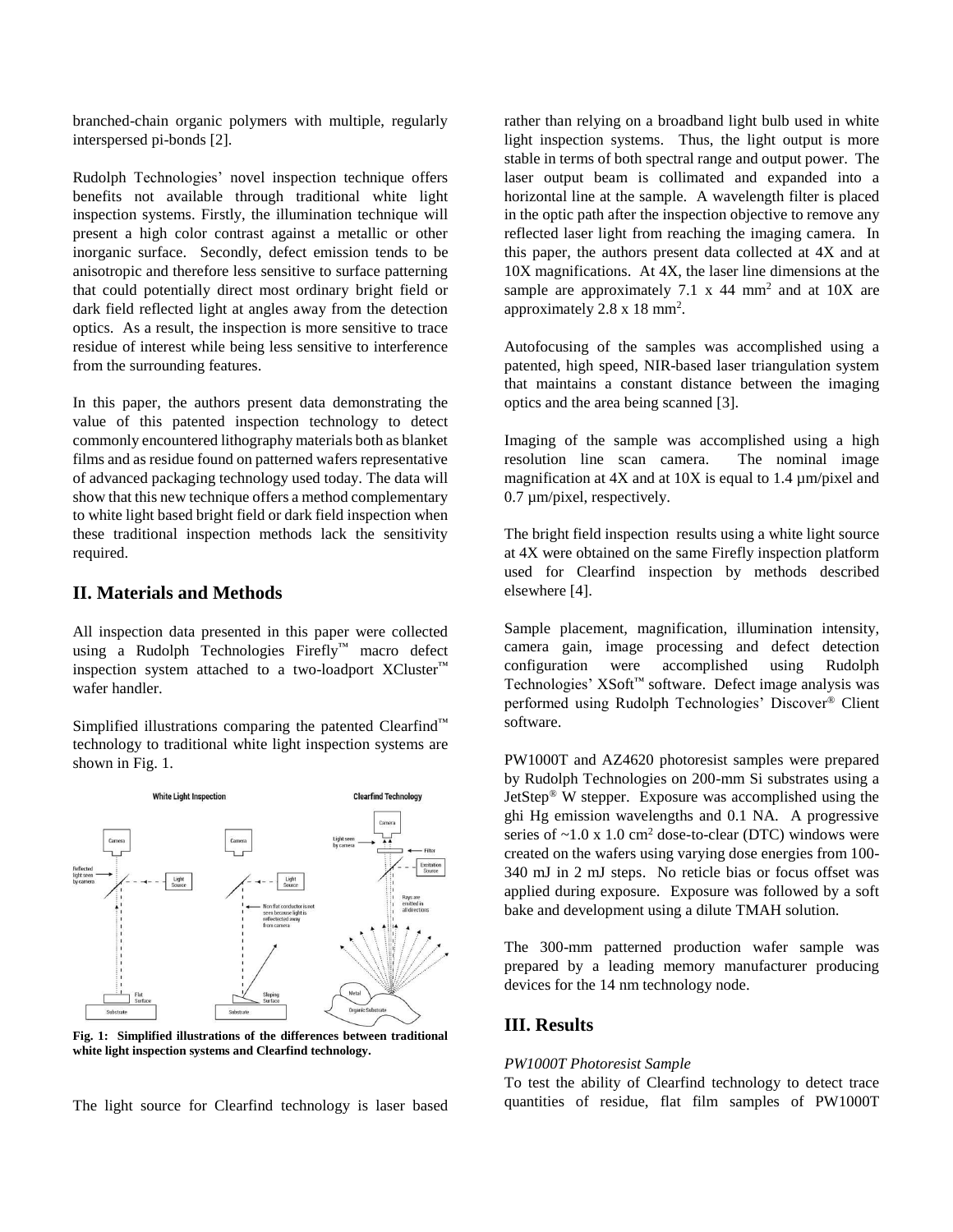branched-chain organic polymers with multiple, regularly interspersed pi-bonds [2].

Rudolph Technologies' novel inspection technique offers benefits not available through traditional white light inspection systems. Firstly, the illumination technique will present a high color contrast against a metallic or other inorganic surface. Secondly, defect emission tends to be anisotropic and therefore less sensitive to surface patterning that could potentially direct most ordinary bright field or dark field reflected light at angles away from the detection optics. As a result, the inspection is more sensitive to trace residue of interest while being less sensitive to interference from the surrounding features.

In this paper, the authors present data demonstrating the value of this patented inspection technology to detect commonly encountered lithography materials both as blanket films and as residue found on patterned wafers representative of advanced packaging technology used today. The data will show that this new technique offers a method complementary to white light based bright field or dark field inspection when these traditional inspection methods lack the sensitivity required.

## II. Materials and Methods

All inspection data presented in this paper were collected using a Rudolph Technologies Firefly™ macro defect inspection system attached to a two-loadport XCluster™ wafer handler.

Simplified illustrations comparing the patented Clearfind™ technology to traditional white light inspection systems are shown in Fig. 1.

**Fig. 1: Simplified illustrations of the differences between traditional white light inspection systems and Clearfind technology.**

The light source for Clearfind technology is laser based rather than relying on a broadband light bulb used in white light inspection systems. Thus, the light output is more stable in terms of both spectral range and output power. The laser output beam is collimated and expanded into a horizontal line at the sample. A wavelength filter is placed in the optic path after the inspection objective to remove any reflected laser light from reaching the imaging camera. In this paper, the authors present data collected at 4X and at 10X magnifications. At 4X, the laser line dimensions at the sample are approximately 7.1 x 44 $mm^2$ and at 10X are approximately 2.8 x 18 $mm^2$.

Autofocusing of the samples was accomplished using a patented, high speed, NIR-based laser triangulation system that maintains a constant distance between the imaging optics and the area being scanned [3].

Imaging of the sample was accomplished using a high resolution line scan camera. The nominal image magnification at 4X and at 10X is equal to 1.4 µm/pixel and 0.7 µm/pixel, respectively.

The bright field inspection results using a white light source at 4X were obtained on the same Firefly inspection platform used for Clearfind inspection by methods described elsewhere [4].

Sample placement, magnification, illumination intensity, camera gain, image processing and defect detection configuration were accomplished using Rudolph Technologies' XSoft™ software. Defect image analysis was performed using Rudolph Technologies' Discover® Client software.

PW1000T and AZ4620 photoresist samples were prepared by Rudolph Technologies on 200-mm Si substrates using a JetStep® W stepper. Exposure was accomplished using the ghi Hg emission wavelengths and 0.1 NA. A progressive series of ~1.0 x 1.0 $cm^2$ dose-to-clear (DTC) windows were created on the wafers using varying dose energies from 100-340 mJ in 2 mJ steps. No reticle bias or focus offset was applied during exposure. Exposure was followed by a soft bake and development using a dilute TMAH solution.

The 300-mm patterned production wafer sample was prepared by a leading memory manufacturer producing devices for the 14 nm technology node.

## III. Results

*PW1000T Photoresist Sample*

To test the ability of Clearfind technology to detect trace quantities of residue, flat film samples of PW1000T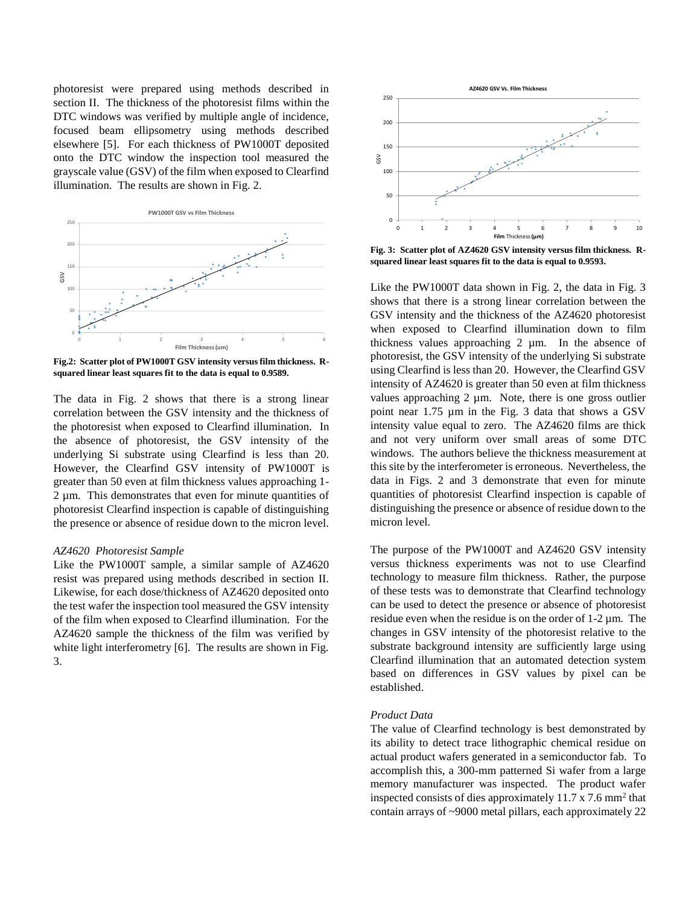photoresist were prepared using methods described in section II. The thickness of the photoresist films within the DTC windows was verified by multiple angle of incidence, focused beam ellipsometry using methods described elsewhere [5]. For each thickness of PW1000T deposited onto the DTC window the inspection tool measured the grayscale value (GSV) of the film when exposed to Clearfind illumination. The results are shown in Fig. 2.

**Fig.2: Scatter plot of PW1000T GSV intensity versus film thickness. R-squared linear least squares fit to the data is equal to 0.9589.**

The data in Fig. 2 shows that there is a strong linear correlation between the GSV intensity and the thickness of the photoresist when exposed to Clearfind illumination. In the absence of photoresist, the GSV intensity of the underlying Si substrate using Clearfind is less than 20. However, the Clearfind GSV intensity of PW1000T is greater than 50 even at film thickness values approaching 1-2 µm. This demonstrates that even for minute quantities of photoresist Clearfind inspection is capable of distinguishing the presence or absence of residue down to the micron level.

*AZ4620 Photoresist Sample*

Like the PW1000T sample, a similar sample of AZ4620 resist was prepared using methods described in section II. Likewise, for each dose/thickness of AZ4620 deposited onto the test wafer the inspection tool measured the GSV intensity of the film when exposed to Clearfind illumination. For the AZ4620 sample the thickness of the film was verified by white light interferometry [6]. The results are shown in Fig. 3.

**Fig. 3: Scatter plot of AZ4620 GSV intensity versus film thickness. R-squared linear least squares fit to the data is equal to 0.9593.**

Like the PW1000T data shown in Fig. 2, the data in Fig. 3 shows that there is a strong linear correlation between the GSV intensity and the thickness of the AZ4620 photoresist when exposed to Clearfind illumination down to film thickness values approaching 2 µm. In the absence of photoresist, the GSV intensity of the underlying Si substrate using Clearfind is less than 20. However, the Clearfind GSV intensity of AZ4620 is greater than 50 even at film thickness values approaching 2 µm. Note, there is one gross outlier point near 1.75 µm in the Fig. 3 data that shows a GSV intensity value equal to zero. The AZ4620 films are thick and not very uniform over small areas of some DTC windows. The authors believe the thickness measurement at this site by the interferometer is erroneous. Nevertheless, the data in Figs. 2 and 3 demonstrate that even for minute quantities of photoresist Clearfind inspection is capable of distinguishing the presence or absence of residue down to the micron level.

The purpose of the PW1000T and AZ4620 GSV intensity versus thickness experiments was not to use Clearfind technology to measure film thickness. Rather, the purpose of these tests was to demonstrate that Clearfind technology can be used to detect the presence or absence of photoresist residue even when the residue is on the order of 1-2 µm. The changes in GSV intensity of the photoresist relative to the substrate background intensity are sufficiently large using Clearfind illumination that an automated detection system based on differences in GSV values by pixel can be established.

*Product Data*

The value of Clearfind technology is best demonstrated by its ability to detect trace lithographic chemical residue on actual product wafers generated in a semiconductor fab. To accomplish this, a 300-mm patterned Si wafer from a large memory manufacturer was inspected. The product wafer inspected consists of dies approximately 11.7 x 7.6 mm$^2$ that contain arrays of ~9000 metal pillars, each approximately 22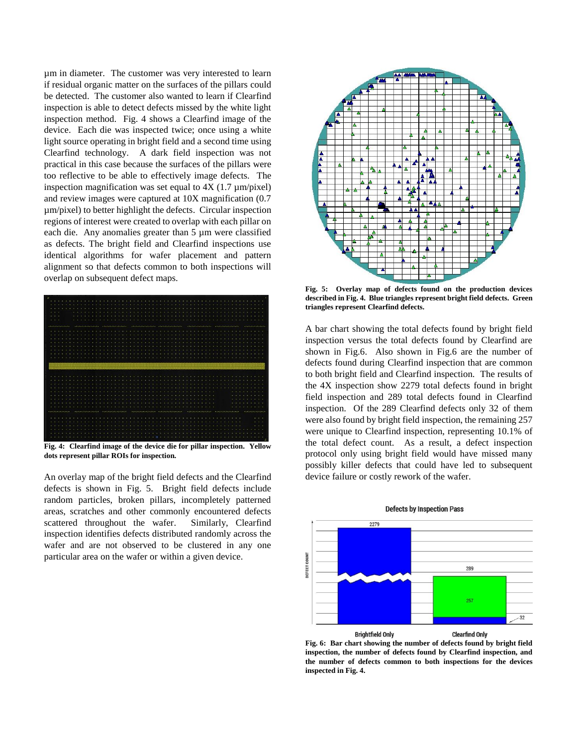µm in diameter. The customer was very interested to learn if residual organic matter on the surfaces of the pillars could be detected. The customer also wanted to learn if Clearfind inspection is able to detect defects missed by the white light inspection method. Fig. 4 shows a Clearfind image of the device. Each die was inspected twice; once using a white light source operating in bright field and a second time using Clearfind technology. A dark field inspection was not practical in this case because the surfaces of the pillars were too reflective to be able to effectively image defects. The inspection magnification was set equal to 4X (1.7 µm/pixel) and review images were captured at 10X magnification (0.7 µm/pixel) to better highlight the defects. Circular inspection regions of interest were created to overlap with each pillar on each die. Any anomalies greater than 5 µm were classified as defects. The bright field and Clearfind inspections use identical algorithms for wafer placement and pattern alignment so that defects common to both inspections will overlap on subsequent defect maps.

**Fig. 4: Clearfind image of the device die for pillar inspection. Yellow dots represent pillar ROIs for inspection.**

An overlay map of the bright field defects and the Clearfind defects is shown in Fig. 5. Bright field defects include random particles, broken pillars, incompletely patterned areas, scratches and other commonly encountered defects scattered throughout the wafer. Similarly, Clearfind inspection identifies defects distributed randomly across the wafer and are not observed to be clustered in any one particular area on the wafer or within a given device.

**Fig. 5: Overlay map of defects found on the production devices described in Fig. 4. Blue triangles represent bright field defects. Green triangles represent Clearfind defects.**

A bar chart showing the total defects found by bright field inspection versus the total defects found by Clearfind are shown in Fig.6. Also shown in Fig.6 are the number of defects found during Clearfind inspection that are common to both bright field and Clearfind inspection. The results of the 4X inspection show 2279 total defects found in bright field inspection and 289 total defects found in Clearfind inspection. Of the 289 Clearfind defects only 32 of them were also found by bright field inspection, the remaining 257 were unique to Clearfind inspection, representing 10.1% of the total defect count. As a result, a defect inspection protocol only using bright field would have missed many possibly killer defects that could have led to subsequent device failure or costly rework of the wafer.

**Fig. 6: Bar chart showing the number of defects found by bright field inspection, the number of defects found by Clearfind inspection, and the number of defects common to both inspections for the devices inspected in Fig. 4.**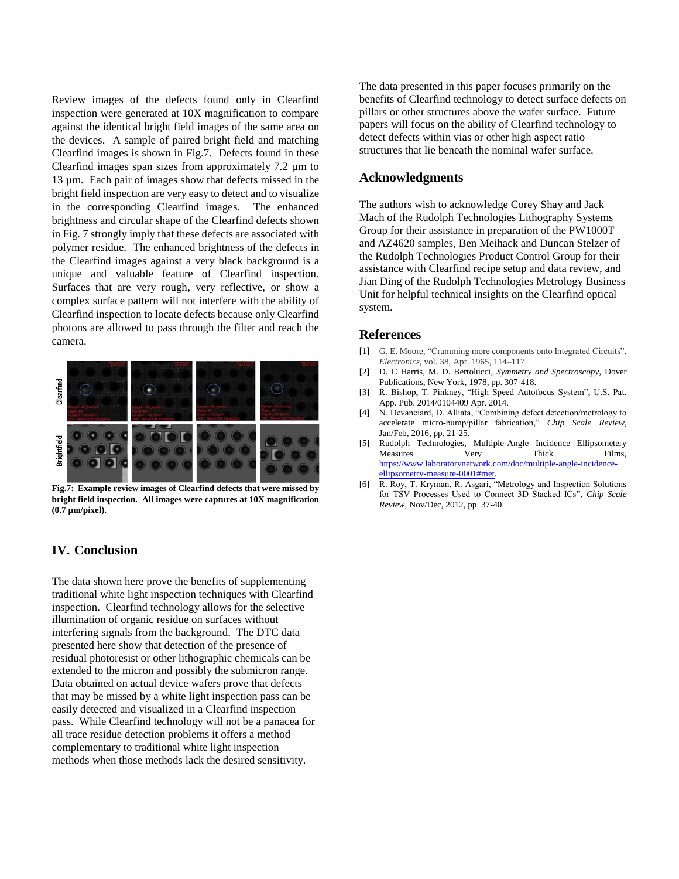Review images of the defects found only in Clearfind inspection were generated at 10X magnification to compare against the identical bright field images of the same area on the devices. A sample of paired bright field and matching Clearfind images is shown in Fig.7. Defects found in these Clearfind images span sizes from approximately 7.2 µm to 13 µm. Each pair of images show that defects missed in the bright field inspection are very easy to detect and to visualize in the corresponding Clearfind images. The enhanced brightness and circular shape of the Clearfind defects shown in Fig. 7 strongly imply that these defects are associated with polymer residue. The enhanced brightness of the defects in the Clearfind images against a very black background is a unique and valuable feature of Clearfind inspection. Surfaces that are very rough, very reflective, or show a complex surface pattern will not interfere with the ability of Clearfind inspection to locate defects because only Clearfind photons are allowed to pass through the filter and reach the camera.

**Fig.7: Example review images of Clearfind defects that were missed by bright field inspection. All images were captures at 10X magnification (0.7 µm/pixel).**

## IV. Conclusion

The data shown here prove the benefits of supplementing traditional white light inspection techniques with Clearfind inspection. Clearfind technology allows for the selective illumination of organic residue on surfaces without interfering signals from the background. The DTC data presented here show that detection of the presence of residual photoresist or other lithographic chemicals can be extended to the micron and possibly the submicron range. Data obtained on actual device wafers prove that defects that may be missed by a white light inspection pass can be easily detected and visualized in a Clearfind inspection pass. While Clearfind technology will not be a panacea for all trace residue detection problems it offers a method complementary to traditional white light inspection methods when those methods lack the desired sensitivity.

The data presented in this paper focuses primarily on the benefits of Clearfind technology to detect surface defects on pillars or other structures above the wafer surface. Future papers will focus on the ability of Clearfind technology to detect defects within vias or other high aspect ratio structures that lie beneath the nominal wafer surface.

## Acknowledgments

The authors wish to acknowledge Corey Shay and Jack Mach of the Rudolph Technologies Lithography Systems Group for their assistance in preparation of the PW1000T and AZ4620 samples, Ben Meihack and Duncan Stelzer of the Rudolph Technologies Product Control Group for their assistance with Clearfind recipe setup and data review, and Jian Ding of the Rudolph Technologies Metrology Business Unit for helpful technical insights on the Clearfind optical system.

## References

[1] G. E. Moore, "Cramming more components onto Integrated Circuits", *Electronics*, vol. 38, Apr. 1965, 114–117.

[2] D. C Harris, M. D. Bertolucci, *Symmetry and Spectroscopy*, Dover Publications, New York, 1978, pp. 307-418.

[3] R. Bishop, T. Pinkney, "High Speed Autofocus System", U.S. Pat. App. Pub. 2014/0104409 Apr. 2014.

[4] N. Devanciard, D. Alliata, "Combining defect detection/metrology to accelerate micro-bump/pillar fabrication," *Chip Scale Review*, Jan/Feb, 2016, pp. 21-25.

[5] Rudolph Technologies, Multiple-Angle Incidence Ellipsometery Measures Very Thick Films, https://www.laboratorynetwork.com/doc/multiple-angle-incidence-ellipsometry-measure-0001#met.

[6] R. Roy, T. Kryman, R. Asgari, "Metrology and Inspection Solutions for TSV Processes Used to Connect 3D Stacked ICs", *Chip Scale Review*, Nov/Dec, 2012, pp. 37-40.